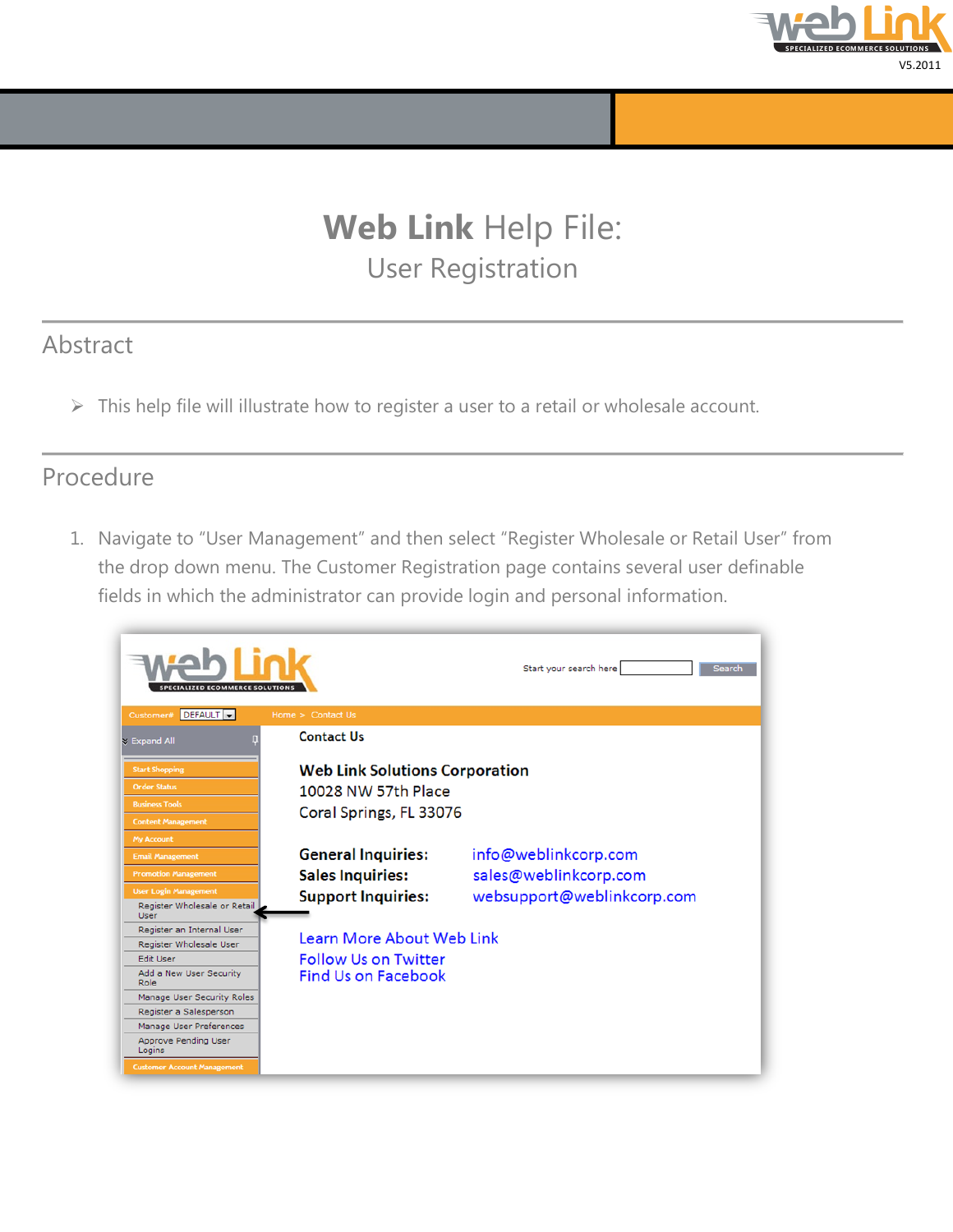# **Web Link** Help File:

## User Registration

## Abstract

- This help file will illustrate how to register a user to a retail or wholesale account.

## Procedure

1. Navigate to "User Management" and then select "Register Wholesale or Retail User" from the drop down menu. The Customer Registration page contains several user definable fields in which the administrator can provide login and personal information.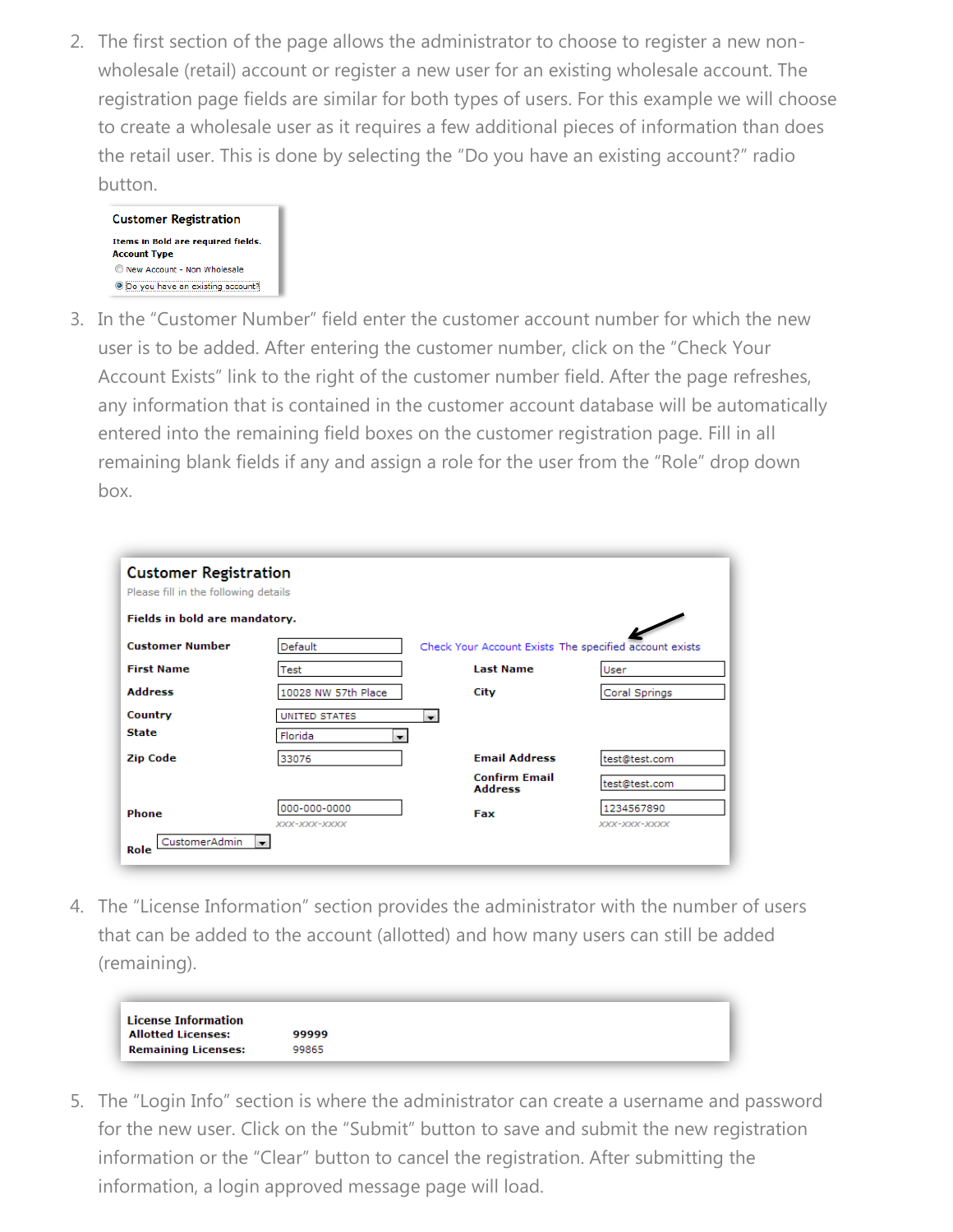2. The first section of the page allows the administrator to choose to register a new non-wholesale (retail) account or register a new user for an existing wholesale account. The registration page fields are similar for both types of users. For this example we will choose to create a wholesale user as it requires a few additional pieces of information than does the retail user. This is done by selecting the “Do you have an existing account?” radio button.

   **Customer Registration**

   **Items in Bold are required fields.**
   **Account Type**
   - ○ New Account - Non Wholesale
   - ◉ Do you have an existing account?

3. In the “Customer Number” field enter the customer account number for which the new user is to be added. After entering the customer number, click on the “Check Your Account Exists” link to the right of the customer number field. After the page refreshes, any information that is contained in the customer account database will be automatically entered into the remaining field boxes on the customer registration page. Fill in all remaining blank fields if any and assign a role for the user from the “Role” drop down box.

   **Customer Registration**

   Please fill in the following details

   **Fields in bold are mandatory.**

   | | | | |
   |---|---|---|---|
   | **Customer Number** | Default | Check Your Account Exists The specified account exists | |
   | **First Name** | Test | **Last Name** | User |
   | **Address** | 10028 NW 57th Place | **City** | Coral Springs |
   | **Country** | UNITED STATES | | |
   | **State** | Florida | | |
   | **Zip Code** | 33076 | **Email Address** | test@test.com |
   | | | **Confirm Email Address** | test@test.com |
   | **Phone** | 000-000-0000 (xxx-xxx-xxxx) | **Fax** | 1234567890 (xxx-xxx-xxxx) |
   | **Role** | CustomerAdmin | | |

4. The “License Information” section provides the administrator with the number of users that can be added to the account (allotted) and how many users can still be added (remaining).

   **License Information**

   | | |
   |---|---|
   | **Allotted Licenses:** | **99999** |
   | **Remaining Licenses:** | 99865 |

5. The “Login Info” section is where the administrator can create a username and password for the new user. Click on the “Submit” button to save and submit the new registration information or the “Clear” button to cancel the registration. After submitting the information, a login approved message page will load.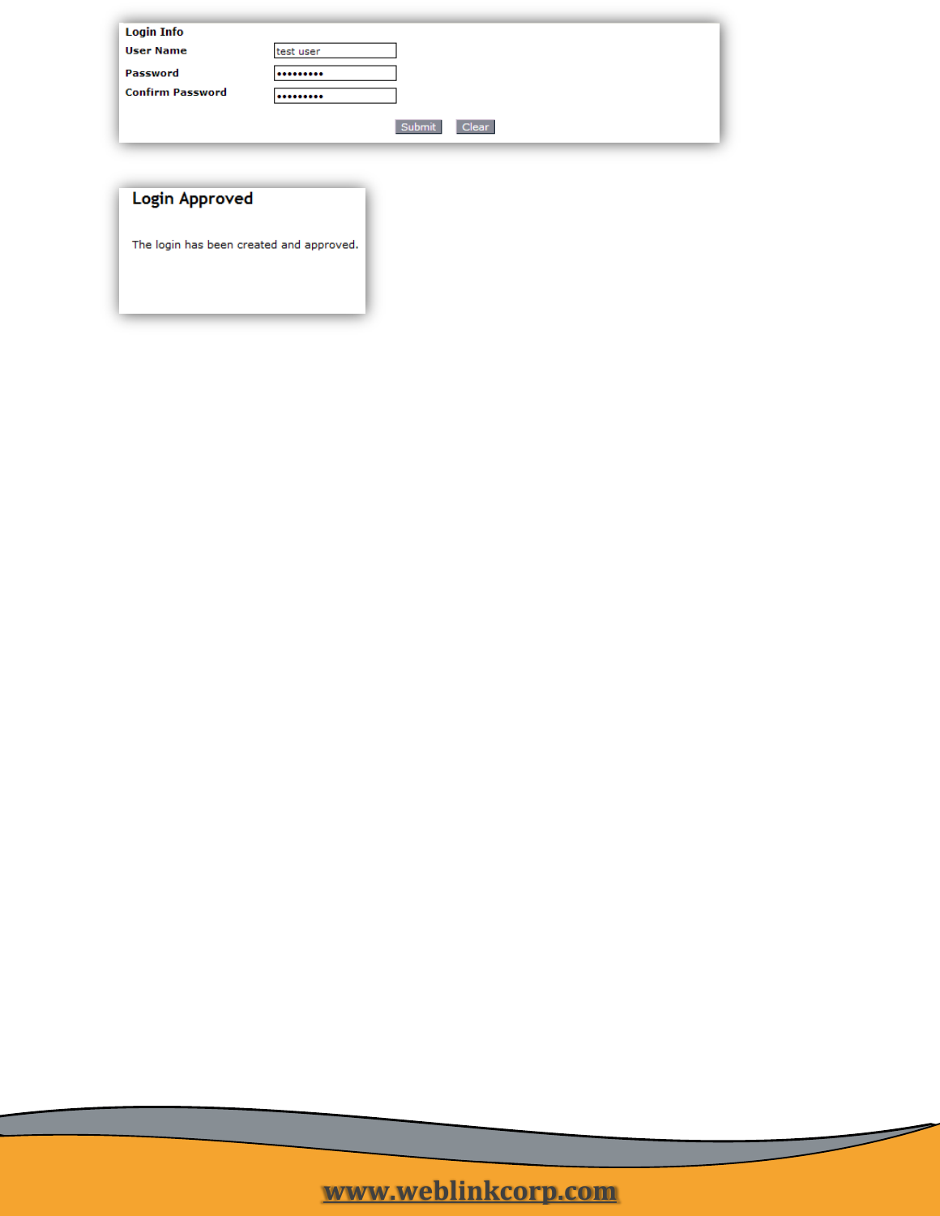**Login Info**

| | |
|---|---|
| **User Name** | test user |
| **Password** | ••••••••• |
| **Confirm Password** | ••••••••• |

Submit Clear

## Login Approved

The login has been created and approved.